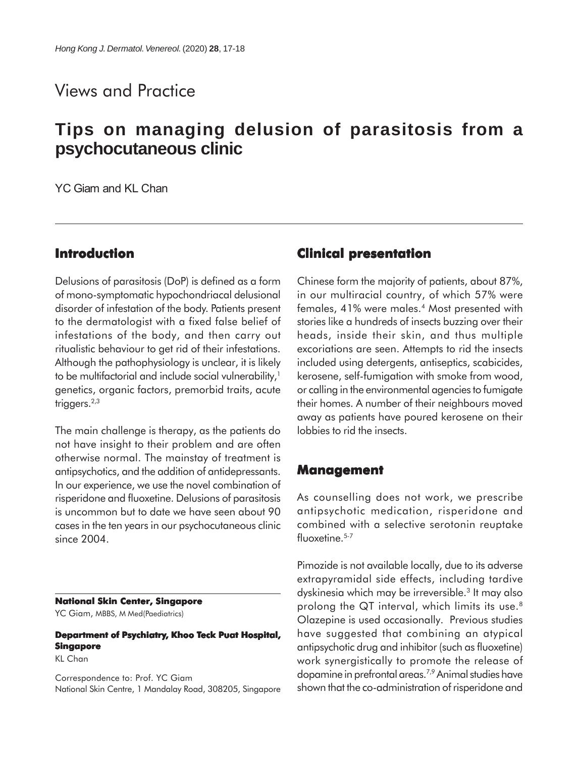Views and Practice

# Tips on managing delusion of parasitosis from a psychocutaneous clinic

YC Giam and KL Chan

## Introduction

Delusions of parasitosis (DoP) is defined as a form of mono-symptomatic hypochondriacal delusional disorder of infestation of the body. Patients present to the dermatologist with a fixed false belief of infestations of the body, and then carry out ritualistic behaviour to get rid of their infestations. Although the pathophysiology is unclear, it is likely to be multifactorial and include social vulnerability,[1] genetics, organic factors, premorbid traits, acute triggers.[2,3]

The main challenge is therapy, as the patients do not have insight to their problem and are often otherwise normal. The mainstay of treatment is antipsychotics, and the addition of antidepressants. In our experience, we use the novel combination of risperidone and fluoxetine. Delusions of parasitosis is uncommon but to date we have seen about 90 cases in the ten years in our psychocutaneous clinic since 2004.

**National Skin Center, Singapore**
YC Giam, MBBS, M Med(Paediatrics)

**Department of Psychiatry, Khoo Teck Puat Hospital, Singapore**
KL Chan

Correspondence to: Prof. YC Giam
National Skin Centre, 1 Mandalay Road, 308205, Singapore

## Clinical presentation

Chinese form the majority of patients, about 87%, in our multiracial country, of which 57% were females, 41% were males.[4] Most presented with stories like a hundreds of insects buzzing over their heads, inside their skin, and thus multiple excoriations are seen. Attempts to rid the insects included using detergents, antiseptics, scabicides, kerosene, self-fumigation with smoke from wood, or calling in the environmental agencies to fumigate their homes. A number of their neighbours moved away as patients have poured kerosene on their lobbies to rid the insects.

## Management

As counselling does not work, we prescribe antipsychotic medication, risperidone and combined with a selective serotonin reuptake fluoxetine.[5-7]

Pimozide is not available locally, due to its adverse extrapyramidal side effects, including tardive dyskinesia which may be irreversible.[3] It may also prolong the QT interval, which limits its use.[8] Olazepine is used occasionally. Previous studies have suggested that combining an atypical antipsychotic drug and inhibitor (such as fluoxetine) work synergistically to promote the release of dopamine in prefrontal areas.[7,9] Animal studies have shown that the co-administration of risperidone and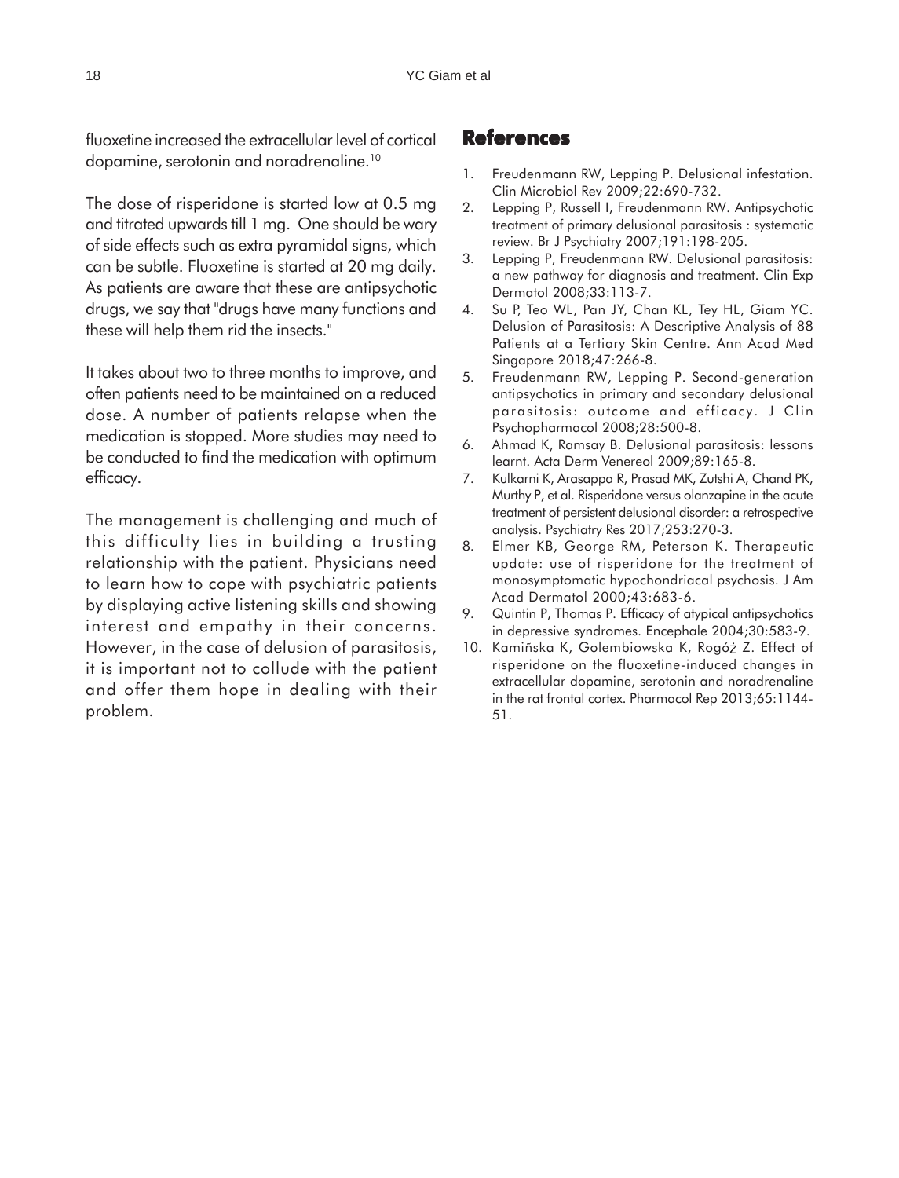fluoxetine increased the extracellular level of cortical dopamine, serotonin and noradrenaline.[10]

The dose of risperidone is started low at 0.5 mg and titrated upwards till 1 mg. One should be wary of side effects such as extra pyramidal signs, which can be subtle. Fluoxetine is started at 20 mg daily. As patients are aware that these are antipsychotic drugs, we say that "drugs have many functions and these will help them rid the insects."

It takes about two to three months to improve, and often patients need to be maintained on a reduced dose. A number of patients relapse when the medication is stopped. More studies may need to be conducted to find the medication with optimum efficacy.

The management is challenging and much of this difficulty lies in building a trusting relationship with the patient. Physicians need to learn how to cope with psychiatric patients by displaying active listening skills and showing interest and empathy in their concerns. However, in the case of delusion of parasitosis, it is important not to collude with the patient and offer them hope in dealing with their problem.

## References

1. Freudenmann RW, Lepping P. Delusional infestation. Clin Microbiol Rev 2009;22:690-732.
2. Lepping P, Russell I, Freudenmann RW. Antipsychotic treatment of primary delusional parasitosis : systematic review. Br J Psychiatry 2007;191:198-205.
3. Lepping P, Freudenmann RW. Delusional parasitosis: a new pathway for diagnosis and treatment. Clin Exp Dermatol 2008;33:113-7.
4. Su P, Teo WL, Pan JY, Chan KL, Tey HL, Giam YC. Delusion of Parasitosis: A Descriptive Analysis of 88 Patients at a Tertiary Skin Centre. Ann Acad Med Singapore 2018;47:266-8.
5. Freudenmann RW, Lepping P. Second-generation antipsychotics in primary and secondary delusional parasitosis: outcome and efficacy. J Clin Psychopharmacol 2008;28:500-8.
6. Ahmad K, Ramsay B. Delusional parasitosis: lessons learnt. Acta Derm Venereol 2009;89:165-8.
7. Kulkarni K, Arasappa R, Prasad MK, Zutshi A, Chand PK, Murthy P, et al. Risperidone versus olanzapine in the acute treatment of persistent delusional disorder: a retrospective analysis. Psychiatry Res 2017;253:270-3.
8. Elmer KB, George RM, Peterson K. Therapeutic update: use of risperidone for the treatment of monosymptomatic hypochondriacal psychosis. J Am Acad Dermatol 2000;43:683-6.
9. Quintin P, Thomas P. Efficacy of atypical antipsychotics in depressive syndromes. Encephale 2004;30:583-9.
10. Kamiñska K, Golembiowska K, Rogóż Z. Effect of risperidone on the fluoxetine-induced changes in extracellular dopamine, serotonin and noradrenaline in the rat frontal cortex. Pharmacol Rep 2013;65:1144-51.